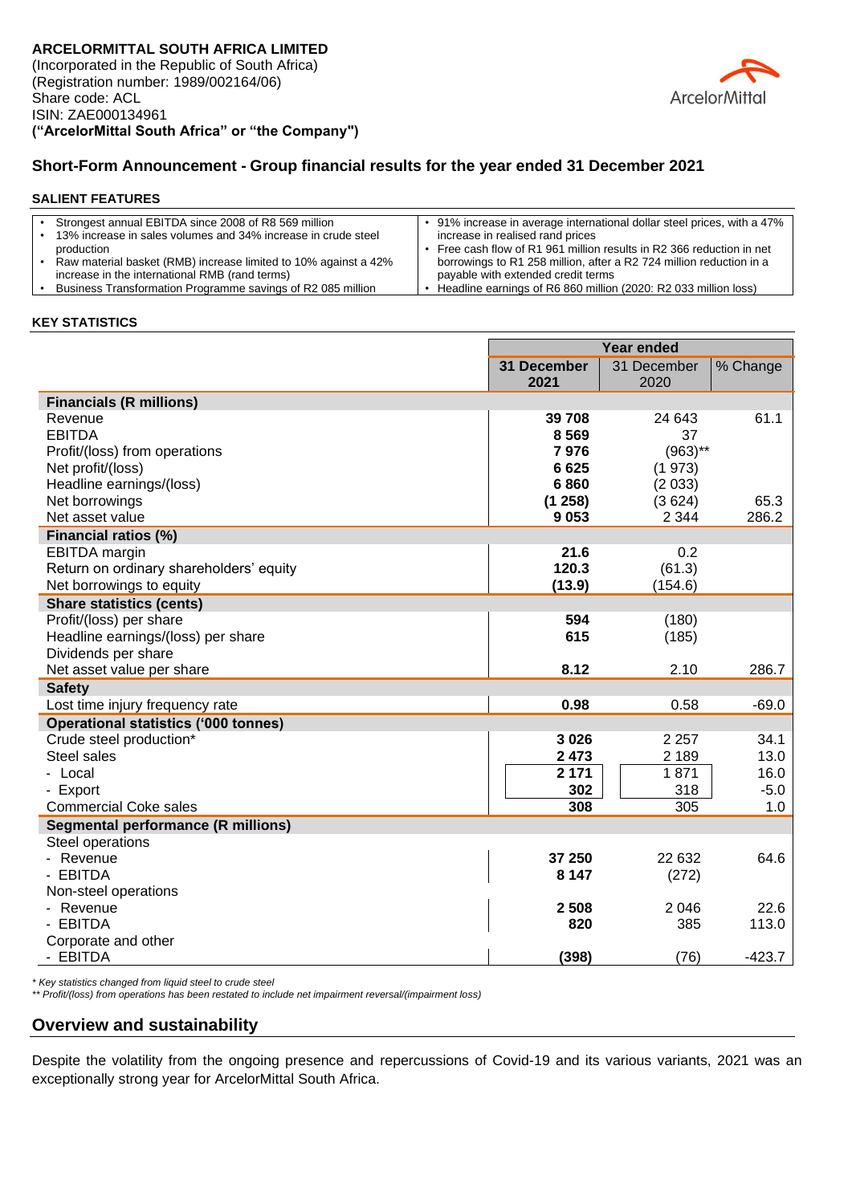**ARCELORMITTAL SOUTH AFRICA LIMITED**
(Incorporated in the Republic of South Africa)
(Registration number: 1989/002164/06)
Share code: ACL
ISIN: ZAE000134961
**("ArcelorMittal South Africa" or "the Company")**

## Short-Form Announcement - Group financial results for the year ended 31 December 2021

### SALIENT FEATURES

- Strongest annual EBITDA since 2008 of R8 569 million
- 13% increase in sales volumes and 34% increase in crude steel production
- Raw material basket (RMB) increase limited to 10% against a 42% increase in the international RMB (rand terms)
- Business Transformation Programme savings of R2 085 million
- 91% increase in average international dollar steel prices, with a 47% increase in realised rand prices
- Free cash flow of R1 961 million results in R2 366 reduction in net borrowings to R1 258 million, after a R2 724 million reduction in a payable with extended credit terms
- Headline earnings of R6 860 million (2020: R2 033 million loss)

### KEY STATISTICS

| | Year ended | | |
|---|---|---|---|
| | **31 December 2021** | 31 December 2020 | % Change |
| **Financials (R millions)** | | | |
| Revenue | **39 708** | 24 643 | 61.1 |
| EBITDA | **8 569** | 37 | |
| Profit/(loss) from operations | **7 976** | (963)** | |
| Net profit/(loss) | **6 625** | (1 973) | |
| Headline earnings/(loss) | **6 860** | (2 033) | |
| Net borrowings | **(1 258)** | (3 624) | 65.3 |
| Net asset value | **9 053** | 2 344 | 286.2 |
| **Financial ratios (%)** | | | |
| EBITDA margin | **21.6** | 0.2 | |
| Return on ordinary shareholders' equity | **120.3** | (61.3) | |
| Net borrowings to equity | **(13.9)** | (154.6) | |
| **Share statistics (cents)** | | | |
| Profit/(loss) per share | **594** | (180) | |
| Headline earnings/(loss) per share | **615** | (185) | |
| Dividends per share | | | |
| Net asset value per share | **8.12** | 2.10 | 286.7 |
| **Safety** | | | |
| Lost time injury frequency rate | **0.98** | 0.58 | -69.0 |
| **Operational statistics ('000 tonnes)** | | | |
| Crude steel production* | **3 026** | 2 257 | 34.1 |
| Steel sales | **2 473** | 2 189 | 13.0 |
| - Local | **2 171** | 1 871 | 16.0 |
| - Export | **302** | 318 | -5.0 |
| Commercial Coke sales | **308** | 305 | 1.0 |
| **Segmental performance (R millions)** | | | |
| Steel operations | | | |
| - Revenue | **37 250** | 22 632 | 64.6 |
| - EBITDA | **8 147** | (272) | |
| Non-steel operations | | | |
| - Revenue | **2 508** | 2 046 | 22.6 |
| - EBITDA | **820** | 385 | 113.0 |
| Corporate and other | | | |
| - EBITDA | **(398)** | (76) | -423.7 |

*\* Key statistics changed from liquid steel to crude steel*
*\*\* Profit/(loss) from operations has been restated to include net impairment reversal/(impairment loss)*

## Overview and sustainability

Despite the volatility from the ongoing presence and repercussions of Covid-19 and its various variants, 2021 was an exceptionally strong year for ArcelorMittal South Africa.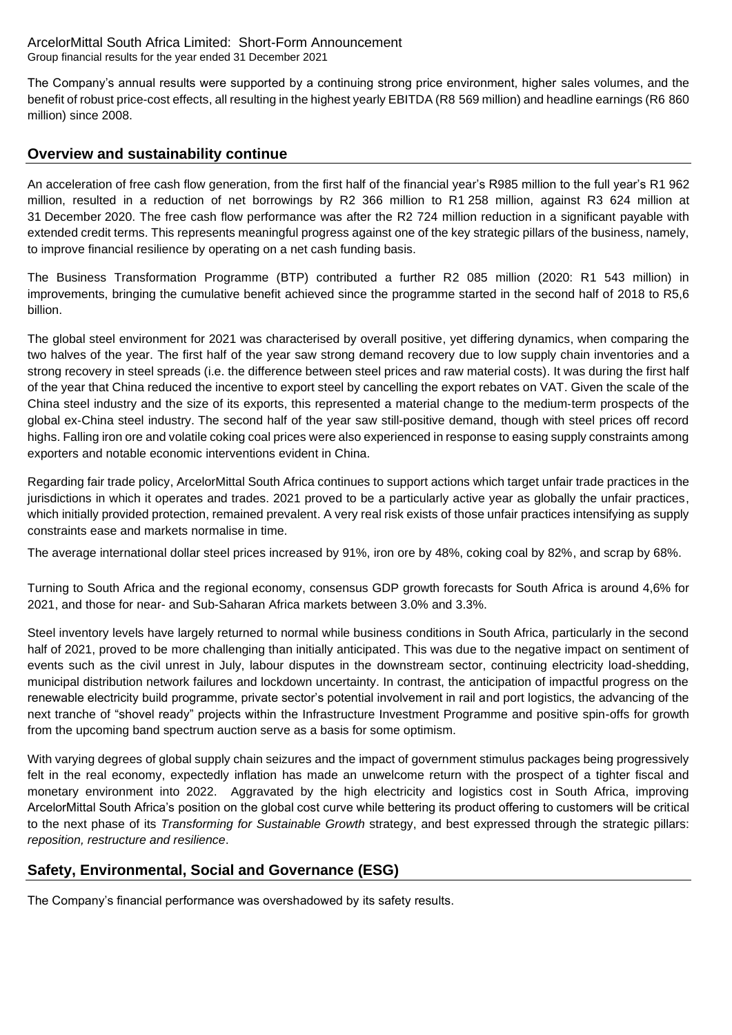ArcelorMittal South Africa Limited: Short-Form Announcement
Group financial results for the year ended 31 December 2021

The Company's annual results were supported by a continuing strong price environment, higher sales volumes, and the benefit of robust price-cost effects, all resulting in the highest yearly EBITDA (R8 569 million) and headline earnings (R6 860 million) since 2008.

## Overview and sustainability continue

An acceleration of free cash flow generation, from the first half of the financial year's R985 million to the full year's R1 962 million, resulted in a reduction of net borrowings by R2 366 million to R1 258 million, against R3 624 million at 31 December 2020. The free cash flow performance was after the R2 724 million reduction in a significant payable with extended credit terms. This represents meaningful progress against one of the key strategic pillars of the business, namely, to improve financial resilience by operating on a net cash funding basis.

The Business Transformation Programme (BTP) contributed a further R2 085 million (2020: R1 543 million) in improvements, bringing the cumulative benefit achieved since the programme started in the second half of 2018 to R5,6 billion.

The global steel environment for 2021 was characterised by overall positive, yet differing dynamics, when comparing the two halves of the year. The first half of the year saw strong demand recovery due to low supply chain inventories and a strong recovery in steel spreads (i.e. the difference between steel prices and raw material costs). It was during the first half of the year that China reduced the incentive to export steel by cancelling the export rebates on VAT. Given the scale of the China steel industry and the size of its exports, this represented a material change to the medium-term prospects of the global ex-China steel industry. The second half of the year saw still-positive demand, though with steel prices off record highs. Falling iron ore and volatile coking coal prices were also experienced in response to easing supply constraints among exporters and notable economic interventions evident in China.

Regarding fair trade policy, ArcelorMittal South Africa continues to support actions which target unfair trade practices in the jurisdictions in which it operates and trades. 2021 proved to be a particularly active year as globally the unfair practices, which initially provided protection, remained prevalent. A very real risk exists of those unfair practices intensifying as supply constraints ease and markets normalise in time.

The average international dollar steel prices increased by 91%, iron ore by 48%, coking coal by 82%, and scrap by 68%.

Turning to South Africa and the regional economy, consensus GDP growth forecasts for South Africa is around 4,6% for 2021, and those for near- and Sub-Saharan Africa markets between 3.0% and 3.3%.

Steel inventory levels have largely returned to normal while business conditions in South Africa, particularly in the second half of 2021, proved to be more challenging than initially anticipated. This was due to the negative impact on sentiment of events such as the civil unrest in July, labour disputes in the downstream sector, continuing electricity load-shedding, municipal distribution network failures and lockdown uncertainty. In contrast, the anticipation of impactful progress on the renewable electricity build programme, private sector's potential involvement in rail and port logistics, the advancing of the next tranche of "shovel ready" projects within the Infrastructure Investment Programme and positive spin-offs for growth from the upcoming band spectrum auction serve as a basis for some optimism.

With varying degrees of global supply chain seizures and the impact of government stimulus packages being progressively felt in the real economy, expectedly inflation has made an unwelcome return with the prospect of a tighter fiscal and monetary environment into 2022. Aggravated by the high electricity and logistics cost in South Africa, improving ArcelorMittal South Africa's position on the global cost curve while bettering its product offering to customers will be critical to the next phase of its *Transforming for Sustainable Growth* strategy, and best expressed through the strategic pillars: *reposition, restructure and resilience*.

## Safety, Environmental, Social and Governance (ESG)

The Company's financial performance was overshadowed by its safety results.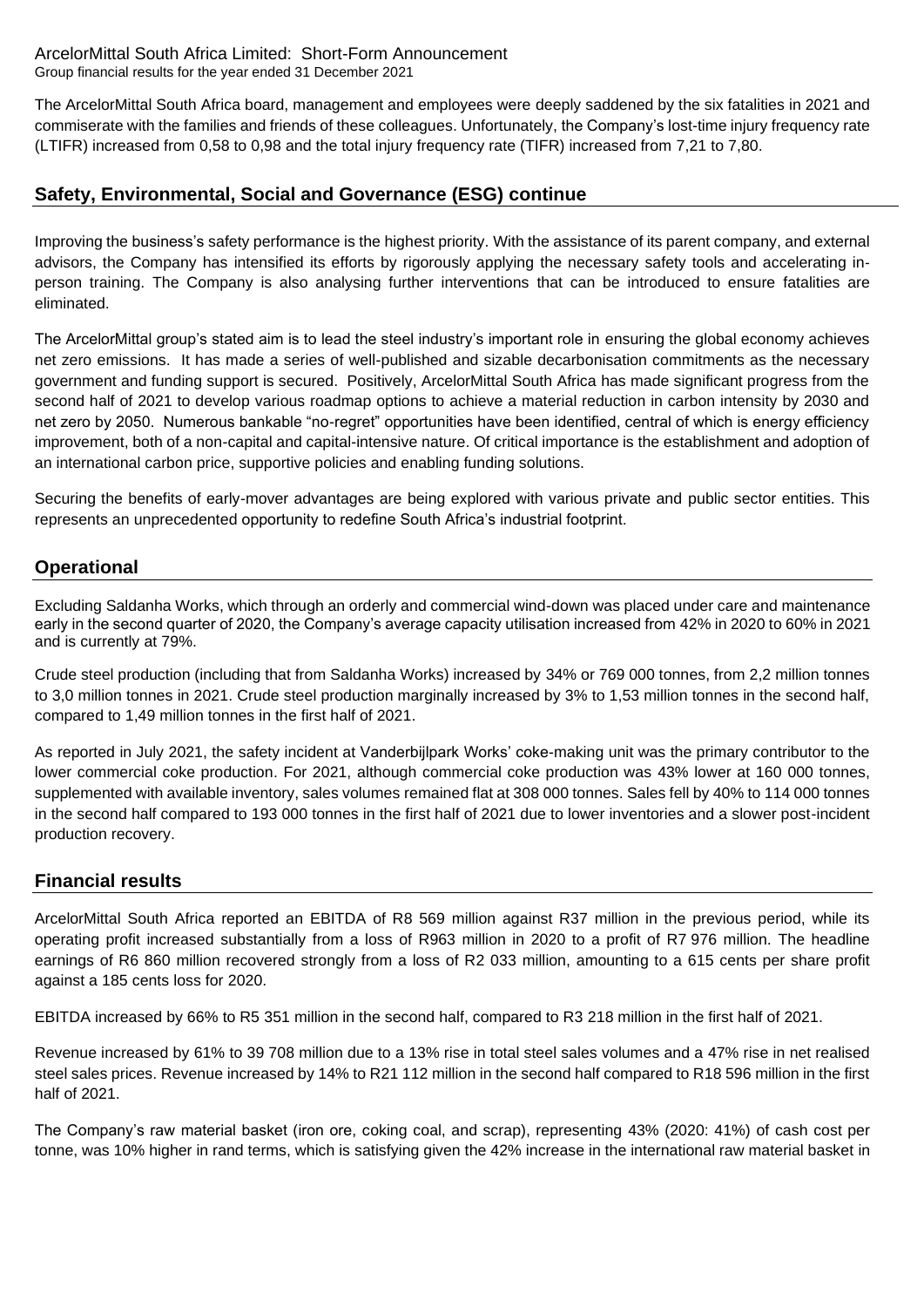ArcelorMittal South Africa Limited: Short-Form Announcement
Group financial results for the year ended 31 December 2021

The ArcelorMittal South Africa board, management and employees were deeply saddened by the six fatalities in 2021 and commiserate with the families and friends of these colleagues. Unfortunately, the Company's lost-time injury frequency rate (LTIFR) increased from 0,58 to 0,98 and the total injury frequency rate (TIFR) increased from 7,21 to 7,80.

## Safety, Environmental, Social and Governance (ESG) continue

Improving the business's safety performance is the highest priority. With the assistance of its parent company, and external advisors, the Company has intensified its efforts by rigorously applying the necessary safety tools and accelerating in-person training. The Company is also analysing further interventions that can be introduced to ensure fatalities are eliminated.

The ArcelorMittal group's stated aim is to lead the steel industry's important role in ensuring the global economy achieves net zero emissions. It has made a series of well-published and sizable decarbonisation commitments as the necessary government and funding support is secured. Positively, ArcelorMittal South Africa has made significant progress from the second half of 2021 to develop various roadmap options to achieve a material reduction in carbon intensity by 2030 and net zero by 2050. Numerous bankable "no-regret" opportunities have been identified, central of which is energy efficiency improvement, both of a non-capital and capital-intensive nature. Of critical importance is the establishment and adoption of an international carbon price, supportive policies and enabling funding solutions.

Securing the benefits of early-mover advantages are being explored with various private and public sector entities. This represents an unprecedented opportunity to redefine South Africa's industrial footprint.

## Operational

Excluding Saldanha Works, which through an orderly and commercial wind-down was placed under care and maintenance early in the second quarter of 2020, the Company's average capacity utilisation increased from 42% in 2020 to 60% in 2021 and is currently at 79%.

Crude steel production (including that from Saldanha Works) increased by 34% or 769 000 tonnes, from 2,2 million tonnes to 3,0 million tonnes in 2021. Crude steel production marginally increased by 3% to 1,53 million tonnes in the second half, compared to 1,49 million tonnes in the first half of 2021.

As reported in July 2021, the safety incident at Vanderbijlpark Works' coke-making unit was the primary contributor to the lower commercial coke production. For 2021, although commercial coke production was 43% lower at 160 000 tonnes, supplemented with available inventory, sales volumes remained flat at 308 000 tonnes. Sales fell by 40% to 114 000 tonnes in the second half compared to 193 000 tonnes in the first half of 2021 due to lower inventories and a slower post-incident production recovery.

## Financial results

ArcelorMittal South Africa reported an EBITDA of R8 569 million against R37 million in the previous period, while its operating profit increased substantially from a loss of R963 million in 2020 to a profit of R7 976 million. The headline earnings of R6 860 million recovered strongly from a loss of R2 033 million, amounting to a 615 cents per share profit against a 185 cents loss for 2020.

EBITDA increased by 66% to R5 351 million in the second half, compared to R3 218 million in the first half of 2021.

Revenue increased by 61% to 39 708 million due to a 13% rise in total steel sales volumes and a 47% rise in net realised steel sales prices. Revenue increased by 14% to R21 112 million in the second half compared to R18 596 million in the first half of 2021.

The Company's raw material basket (iron ore, coking coal, and scrap), representing 43% (2020: 41%) of cash cost per tonne, was 10% higher in rand terms, which is satisfying given the 42% increase in the international raw material basket in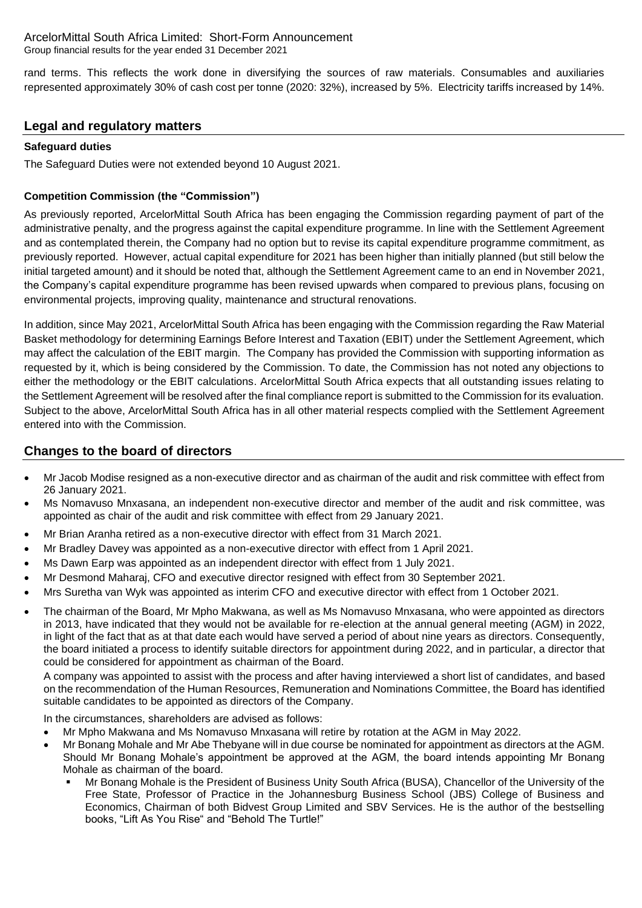rand terms. This reflects the work done in diversifying the sources of raw materials. Consumables and auxiliaries represented approximately 30% of cash cost per tonne (2020: 32%), increased by 5%. Electricity tariffs increased by 14%.

## Legal and regulatory matters

### Safeguard duties

The Safeguard Duties were not extended beyond 10 August 2021.

### Competition Commission (the "Commission")

As previously reported, ArcelorMittal South Africa has been engaging the Commission regarding payment of part of the administrative penalty, and the progress against the capital expenditure programme. In line with the Settlement Agreement and as contemplated therein, the Company had no option but to revise its capital expenditure programme commitment, as previously reported. However, actual capital expenditure for 2021 has been higher than initially planned (but still below the initial targeted amount) and it should be noted that, although the Settlement Agreement came to an end in November 2021, the Company's capital expenditure programme has been revised upwards when compared to previous plans, focusing on environmental projects, improving quality, maintenance and structural renovations.

In addition, since May 2021, ArcelorMittal South Africa has been engaging with the Commission regarding the Raw Material Basket methodology for determining Earnings Before Interest and Taxation (EBIT) under the Settlement Agreement, which may affect the calculation of the EBIT margin. The Company has provided the Commission with supporting information as requested by it, which is being considered by the Commission. To date, the Commission has not noted any objections to either the methodology or the EBIT calculations. ArcelorMittal South Africa expects that all outstanding issues relating to the Settlement Agreement will be resolved after the final compliance report is submitted to the Commission for its evaluation. Subject to the above, ArcelorMittal South Africa has in all other material respects complied with the Settlement Agreement entered into with the Commission.

## Changes to the board of directors

- Mr Jacob Modise resigned as a non-executive director and as chairman of the audit and risk committee with effect from 26 January 2021.
- Ms Nomavuso Mnxasana, an independent non-executive director and member of the audit and risk committee, was appointed as chair of the audit and risk committee with effect from 29 January 2021.
- Mr Brian Aranha retired as a non-executive director with effect from 31 March 2021.
- Mr Bradley Davey was appointed as a non-executive director with effect from 1 April 2021.
- Ms Dawn Earp was appointed as an independent director with effect from 1 July 2021.
- Mr Desmond Maharaj, CFO and executive director resigned with effect from 30 September 2021.
- Mrs Suretha van Wyk was appointed as interim CFO and executive director with effect from 1 October 2021.
- The chairman of the Board, Mr Mpho Makwana, as well as Ms Nomavuso Mnxasana, who were appointed as directors in 2013, have indicated that they would not be available for re-election at the annual general meeting (AGM) in 2022, in light of the fact that as at that date each would have served a period of about nine years as directors. Consequently, the board initiated a process to identify suitable directors for appointment during 2022, and in particular, a director that could be considered for appointment as chairman of the Board.

  A company was appointed to assist with the process and after having interviewed a short list of candidates, and based on the recommendation of the Human Resources, Remuneration and Nominations Committee, the Board has identified suitable candidates to be appointed as directors of the Company.

  In the circumstances, shareholders are advised as follows:
  - Mr Mpho Makwana and Ms Nomavuso Mnxasana will retire by rotation at the AGM in May 2022.
  - Mr Bonang Mohale and Mr Abe Thebyane will in due course be nominated for appointment as directors at the AGM. Should Mr Bonang Mohale's appointment be approved at the AGM, the board intends appointing Mr Bonang Mohale as chairman of the board.
    - Mr Bonang Mohale is the President of Business Unity South Africa (BUSA), Chancellor of the University of the Free State, Professor of Practice in the Johannesburg Business School (JBS) College of Business and Economics, Chairman of both Bidvest Group Limited and SBV Services. He is the author of the bestselling books, "Lift As You Rise" and "Behold The Turtle!"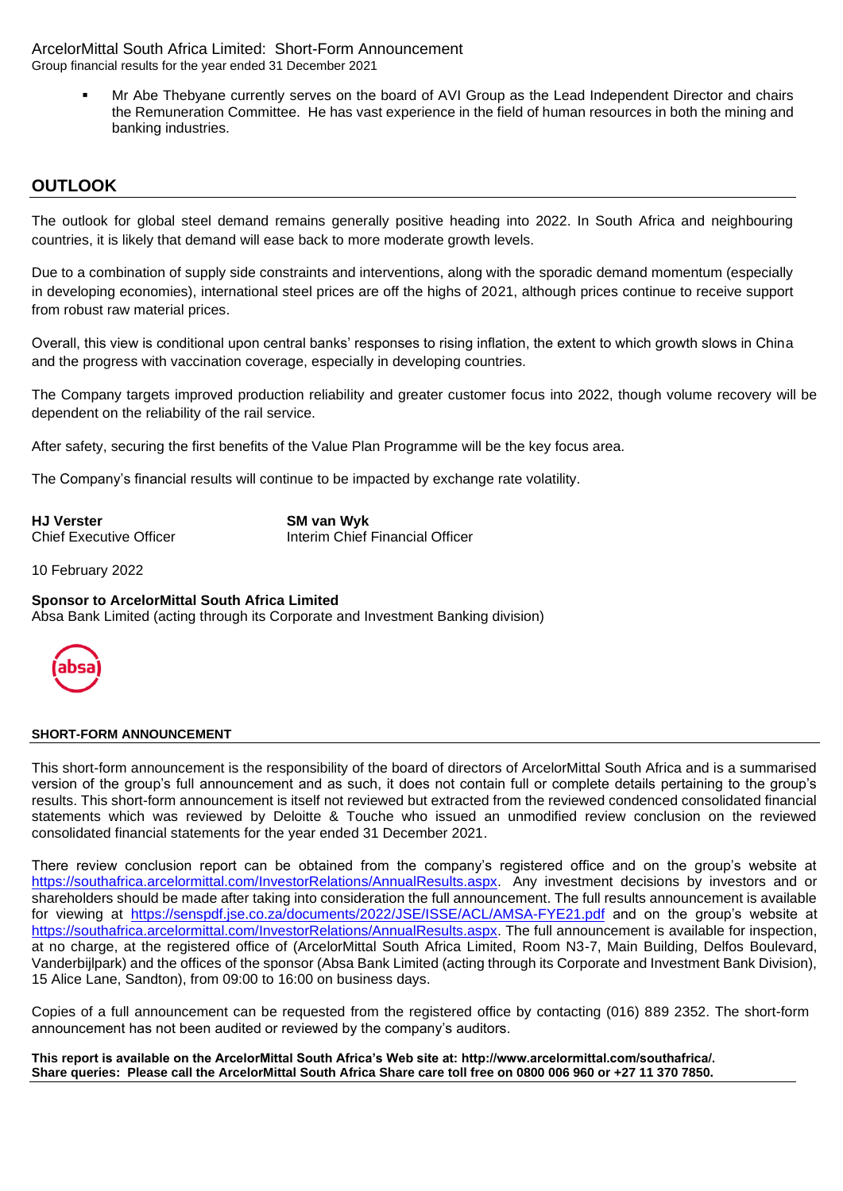- Mr Abe Thebyane currently serves on the board of AVI Group as the Lead Independent Director and chairs the Remuneration Committee. He has vast experience in the field of human resources in both the mining and banking industries.

## OUTLOOK

The outlook for global steel demand remains generally positive heading into 2022. In South Africa and neighbouring countries, it is likely that demand will ease back to more moderate growth levels.

Due to a combination of supply side constraints and interventions, along with the sporadic demand momentum (especially in developing economies), international steel prices are off the highs of 2021, although prices continue to receive support from robust raw material prices.

Overall, this view is conditional upon central banks' responses to rising inflation, the extent to which growth slows in China and the progress with vaccination coverage, especially in developing countries.

The Company targets improved production reliability and greater customer focus into 2022, though volume recovery will be dependent on the reliability of the rail service.

After safety, securing the first benefits of the Value Plan Programme will be the key focus area.

The Company's financial results will continue to be impacted by exchange rate volatility.

**HJ Verster**
Chief Executive Officer

**SM van Wyk**
Interim Chief Financial Officer

10 February 2022

**Sponsor to ArcelorMittal South Africa Limited**
Absa Bank Limited (acting through its Corporate and Investment Banking division)

**SHORT-FORM ANNOUNCEMENT**

This short-form announcement is the responsibility of the board of directors of ArcelorMittal South Africa and is a summarised version of the group's full announcement and as such, it does not contain full or complete details pertaining to the group's results. This short-form announcement is itself not reviewed but extracted from the reviewed condenced consolidated financial statements which was reviewed by Deloitte & Touche who issued an unmodified review conclusion on the reviewed consolidated financial statements for the year ended 31 December 2021.

There review conclusion report can be obtained from the company's registered office and on the group's website at https://southafrica.arcelormittal.com/InvestorRelations/AnnualResults.aspx. Any investment decisions by investors and or shareholders should be made after taking into consideration the full announcement. The full results announcement is available for viewing at https://senspdf.jse.co.za/documents/2022/JSE/ISSE/ACL/AMSA-FYE21.pdf and on the group's website at https://southafrica.arcelormittal.com/InvestorRelations/AnnualResults.aspx. The full announcement is available for inspection, at no charge, at the registered office of (ArcelorMittal South Africa Limited, Room N3-7, Main Building, Delfos Boulevard, Vanderbijlpark) and the offices of the sponsor (Absa Bank Limited (acting through its Corporate and Investment Bank Division), 15 Alice Lane, Sandton), from 09:00 to 16:00 on business days.

Copies of a full announcement can be requested from the registered office by contacting (016) 889 2352. The short-form announcement has not been audited or reviewed by the company's auditors.

**This report is available on the ArcelorMittal South Africa's Web site at: http://www.arcelormittal.com/southafrica/.**
**Share queries: Please call the ArcelorMittal South Africa Share care toll free on 0800 006 960 or +27 11 370 7850.**